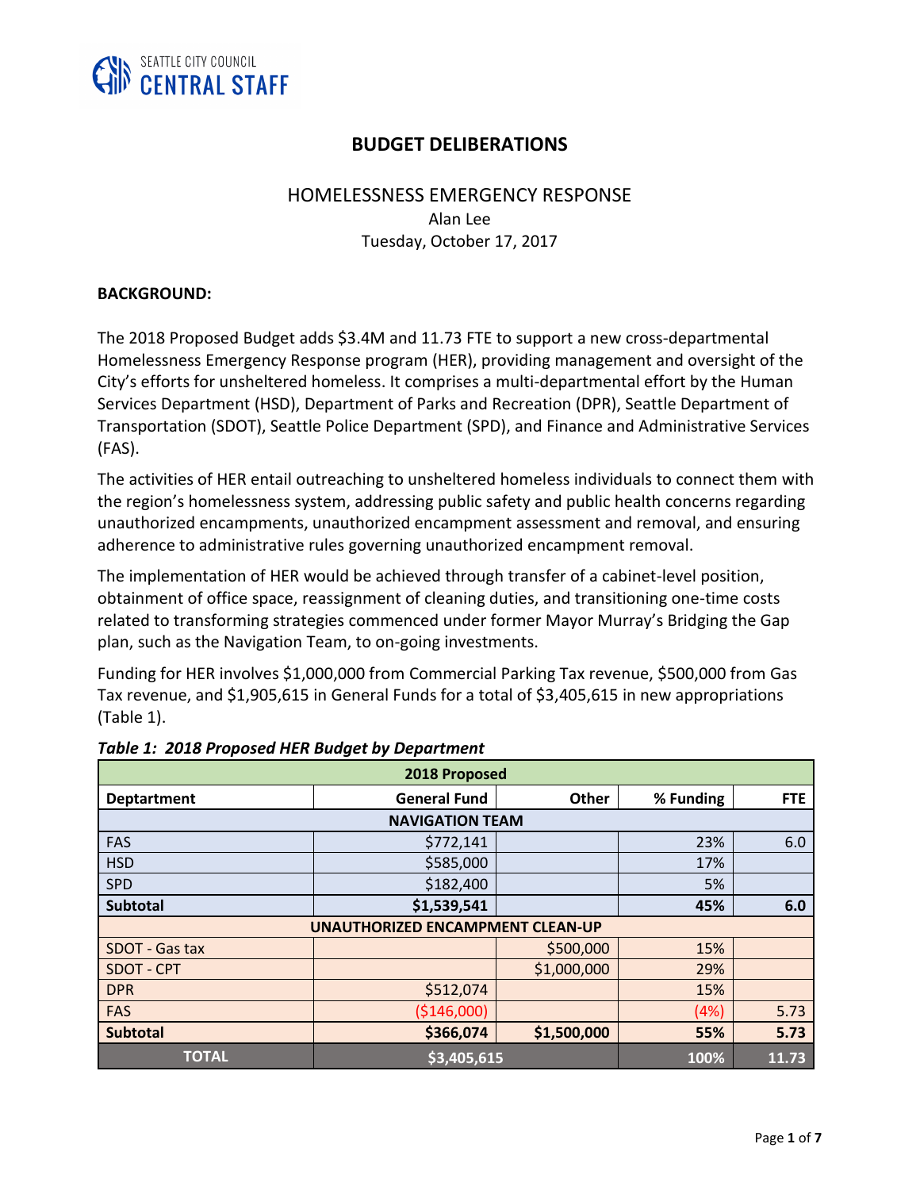SEATTLE CITY COUNCIL
CENTRAL STAFF

# BUDGET DELIBERATIONS

## HOMELESSNESS EMERGENCY RESPONSE

Alan Lee

Tuesday, October 17, 2017

**BACKGROUND:**

The 2018 Proposed Budget adds $3.4M and 11.73 FTE to support a new cross-departmental Homelessness Emergency Response program (HER), providing management and oversight of the City's efforts for unsheltered homeless. It comprises a multi-departmental effort by the Human Services Department (HSD), Department of Parks and Recreation (DPR), Seattle Department of Transportation (SDOT), Seattle Police Department (SPD), and Finance and Administrative Services (FAS).

The activities of HER entail outreaching to unsheltered homeless individuals to connect them with the region's homelessness system, addressing public safety and public health concerns regarding unauthorized encampments, unauthorized encampment assessment and removal, and ensuring adherence to administrative rules governing unauthorized encampment removal.

The implementation of HER would be achieved through transfer of a cabinet-level position, obtainment of office space, reassignment of cleaning duties, and transitioning one-time costs related to transforming strategies commenced under former Mayor Murray's Bridging the Gap plan, such as the Navigation Team, to on-going investments.

Funding for HER involves $1,000,000 from Commercial Parking Tax revenue, $500,000 from Gas Tax revenue, and $1,905,615 in General Funds for a total of $3,405,615 in new appropriations (Table 1).

***Table 1: 2018 Proposed HER Budget by Department***

| 2018 Proposed | | | | |
|---|---|---|---|---|
| **Deptartment** | **General Fund** | **Other** | **% Funding** | **FTE** |
| **NAVIGATION TEAM** | | | | |
| FAS | $772,141 | | 23% | 6.0 |
| HSD | $585,000 | | 17% | |
| SPD | $182,400 | | 5% | |
| **Subtotal** | **$1,539,541** | | **45%** | **6.0** |
| **UNAUTHORIZED ENCAMPMENT CLEAN-UP** | | | | |
| SDOT - Gas tax | | $500,000 | 15% | |
| SDOT - CPT | | $1,000,000 | 29% | |
| DPR | $512,074 | | 15% | |
| FAS | ($146,000) | | (4%) | 5.73 |
| **Subtotal** | **$366,074** | **$1,500,000** | **55%** | **5.73** |
| **TOTAL** | **$3,405,615** | | **100%** | **11.73** |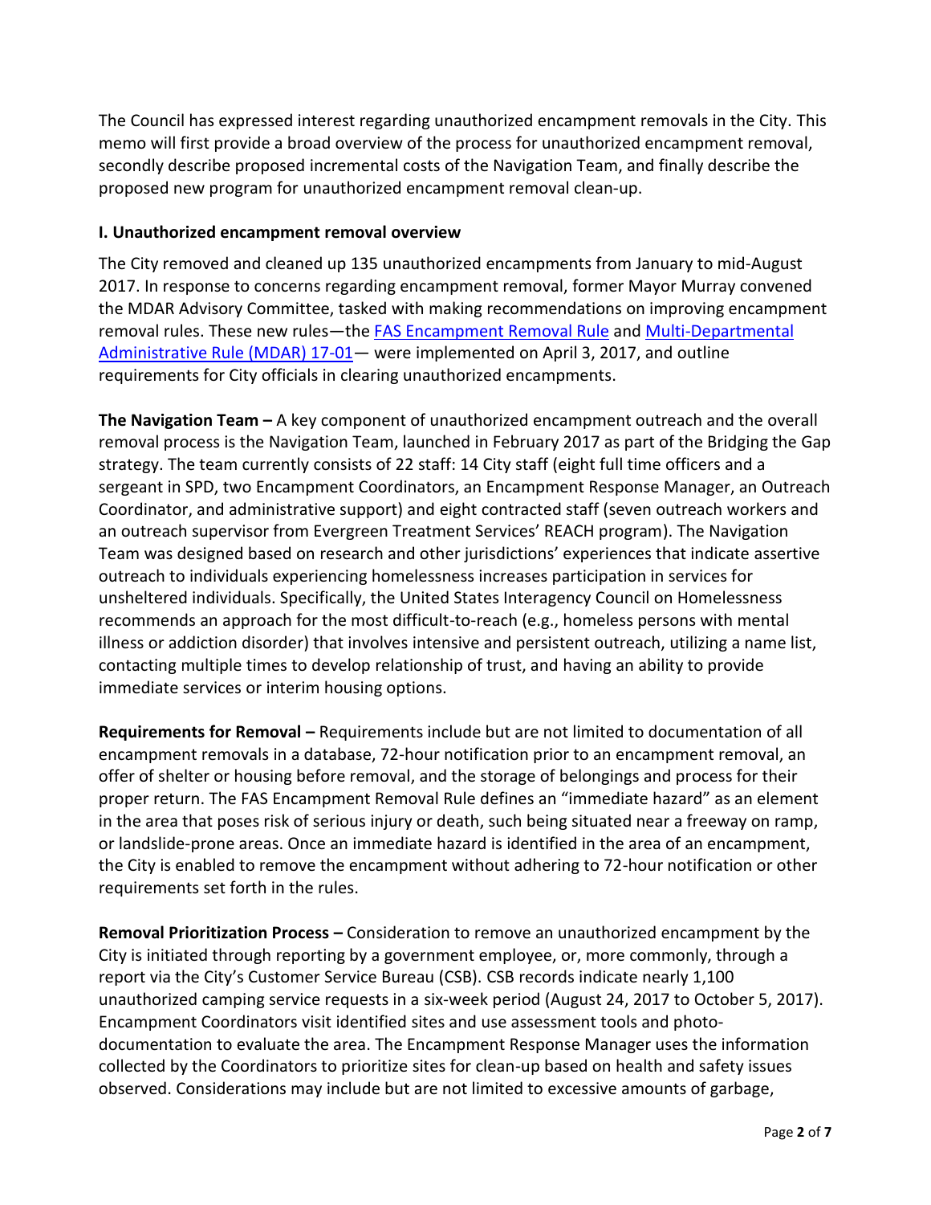The Council has expressed interest regarding unauthorized encampment removals in the City. This memo will first provide a broad overview of the process for unauthorized encampment removal, secondly describe proposed incremental costs of the Navigation Team, and finally describe the proposed new program for unauthorized encampment removal clean-up.

### I. Unauthorized encampment removal overview

The City removed and cleaned up 135 unauthorized encampments from January to mid-August 2017. In response to concerns regarding encampment removal, former Mayor Murray convened the MDAR Advisory Committee, tasked with making recommendations on improving encampment removal rules. These new rules—the FAS Encampment Removal Rule and Multi-Departmental Administrative Rule (MDAR) 17-01— were implemented on April 3, 2017, and outline requirements for City officials in clearing unauthorized encampments.

**The Navigation Team –** A key component of unauthorized encampment outreach and the overall removal process is the Navigation Team, launched in February 2017 as part of the Bridging the Gap strategy. The team currently consists of 22 staff: 14 City staff (eight full time officers and a sergeant in SPD, two Encampment Coordinators, an Encampment Response Manager, an Outreach Coordinator, and administrative support) and eight contracted staff (seven outreach workers and an outreach supervisor from Evergreen Treatment Services' REACH program). The Navigation Team was designed based on research and other jurisdictions' experiences that indicate assertive outreach to individuals experiencing homelessness increases participation in services for unsheltered individuals. Specifically, the United States Interagency Council on Homelessness recommends an approach for the most difficult-to-reach (e.g., homeless persons with mental illness or addiction disorder) that involves intensive and persistent outreach, utilizing a name list, contacting multiple times to develop relationship of trust, and having an ability to provide immediate services or interim housing options.

**Requirements for Removal –** Requirements include but are not limited to documentation of all encampment removals in a database, 72-hour notification prior to an encampment removal, an offer of shelter or housing before removal, and the storage of belongings and process for their proper return. The FAS Encampment Removal Rule defines an "immediate hazard" as an element in the area that poses risk of serious injury or death, such being situated near a freeway on ramp, or landslide-prone areas. Once an immediate hazard is identified in the area of an encampment, the City is enabled to remove the encampment without adhering to 72-hour notification or other requirements set forth in the rules.

**Removal Prioritization Process –** Consideration to remove an unauthorized encampment by the City is initiated through reporting by a government employee, or, more commonly, through a report via the City's Customer Service Bureau (CSB). CSB records indicate nearly 1,100 unauthorized camping service requests in a six-week period (August 24, 2017 to October 5, 2017). Encampment Coordinators visit identified sites and use assessment tools and photo-documentation to evaluate the area. The Encampment Response Manager uses the information collected by the Coordinators to prioritize sites for clean-up based on health and safety issues observed. Considerations may include but are not limited to excessive amounts of garbage,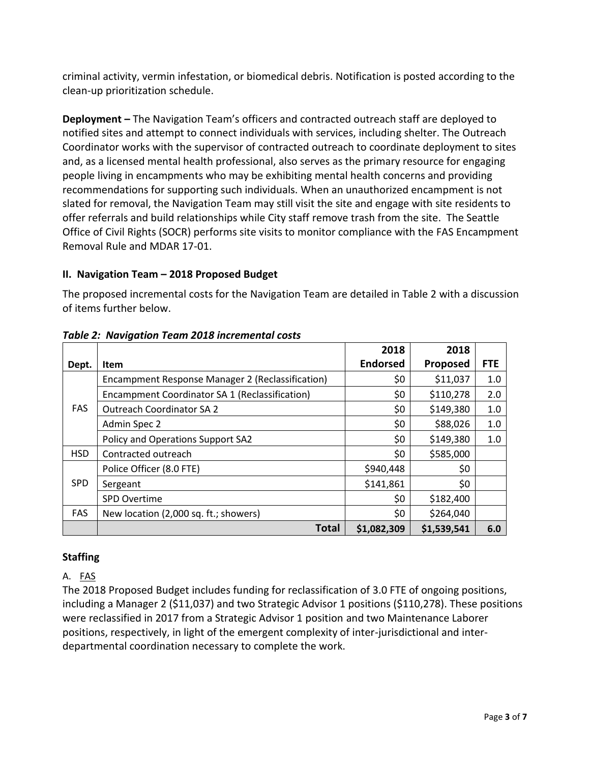criminal activity, vermin infestation, or biomedical debris. Notification is posted according to the clean-up prioritization schedule.

**Deployment –** The Navigation Team's officers and contracted outreach staff are deployed to notified sites and attempt to connect individuals with services, including shelter. The Outreach Coordinator works with the supervisor of contracted outreach to coordinate deployment to sites and, as a licensed mental health professional, also serves as the primary resource for engaging people living in encampments who may be exhibiting mental health concerns and providing recommendations for supporting such individuals. When an unauthorized encampment is not slated for removal, the Navigation Team may still visit the site and engage with site residents to offer referrals and build relationships while City staff remove trash from the site. The Seattle Office of Civil Rights (SOCR) performs site visits to monitor compliance with the FAS Encampment Removal Rule and MDAR 17-01.

### II. Navigation Team – 2018 Proposed Budget

The proposed incremental costs for the Navigation Team are detailed in Table 2 with a discussion of items further below.

***Table 2: Navigation Team 2018 incremental costs***

| Dept. | Item | 2018 Endorsed | 2018 Proposed | FTE |
|---|---|---|---|---|
| FAS | Encampment Response Manager 2 (Reclassification) | $0 | $11,037 | 1.0 |
| | Encampment Coordinator SA 1 (Reclassification) | $0 | $110,278 | 2.0 |
| | Outreach Coordinator SA 2 | $0 | $149,380 | 1.0 |
| | Admin Spec 2 | $0 | $88,026 | 1.0 |
| | Policy and Operations Support SA2 | $0 | $149,380 | 1.0 |
| HSD | Contracted outreach | $0 | $585,000 | |
| SPD | Police Officer (8.0 FTE) | $940,448 | $0 | |
| | Sergeant | $141,861 | $0 | |
| | SPD Overtime | $0 | $182,400 | |
| FAS | New location (2,000 sq. ft.; showers) | $0 | $264,040 | |
| | **Total** | **$1,082,309** | **$1,539,541** | **6.0** |

### Staffing

A. FAS

The 2018 Proposed Budget includes funding for reclassification of 3.0 FTE of ongoing positions, including a Manager 2 ($11,037) and two Strategic Advisor 1 positions ($110,278). These positions were reclassified in 2017 from a Strategic Advisor 1 position and two Maintenance Laborer positions, respectively, in light of the emergent complexity of inter-jurisdictional and inter-departmental coordination necessary to complete the work.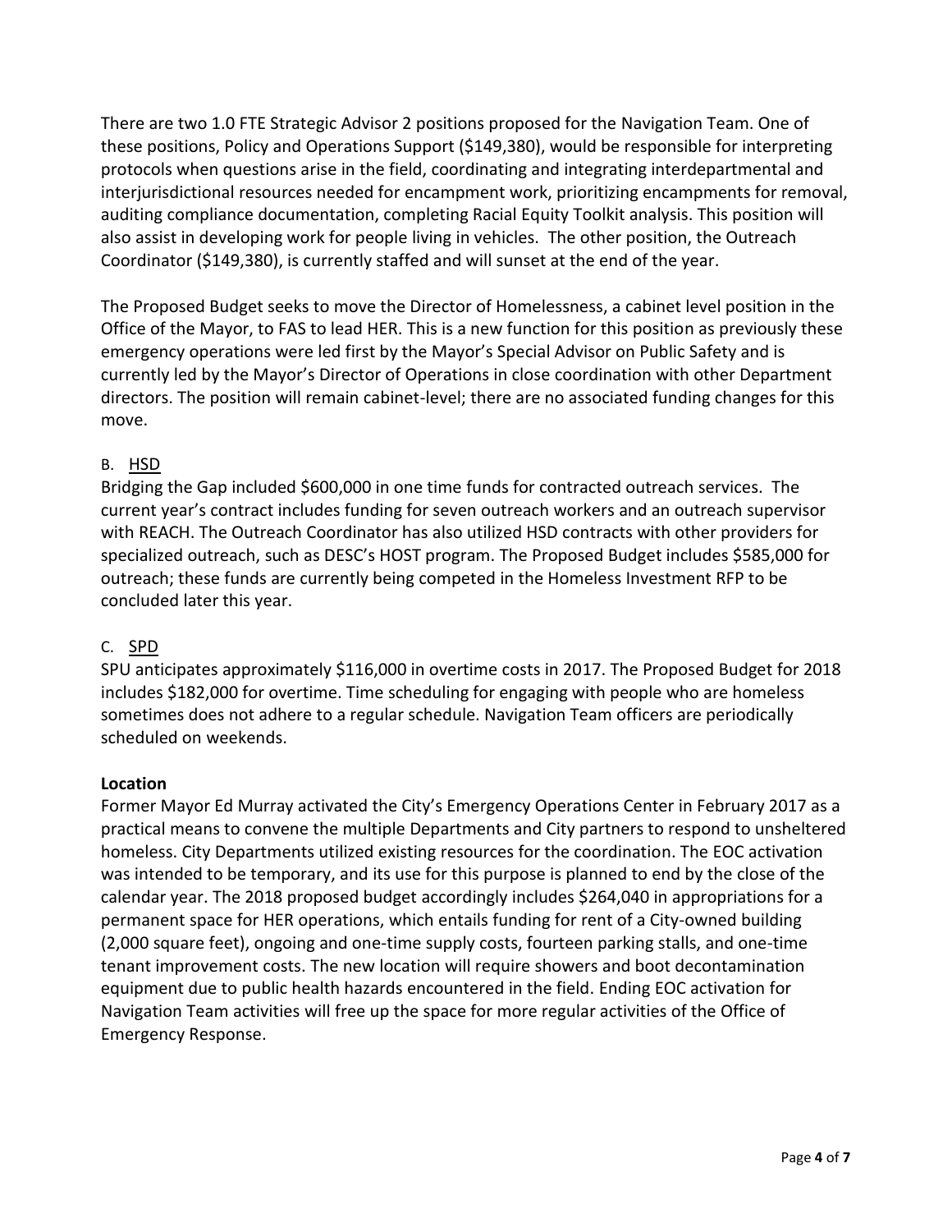There are two 1.0 FTE Strategic Advisor 2 positions proposed for the Navigation Team. One of these positions, Policy and Operations Support ($149,380), would be responsible for interpreting protocols when questions arise in the field, coordinating and integrating interdepartmental and interjurisdictional resources needed for encampment work, prioritizing encampments for removal, auditing compliance documentation, completing Racial Equity Toolkit analysis. This position will also assist in developing work for people living in vehicles. The other position, the Outreach Coordinator ($149,380), is currently staffed and will sunset at the end of the year.

The Proposed Budget seeks to move the Director of Homelessness, a cabinet level position in the Office of the Mayor, to FAS to lead HER. This is a new function for this position as previously these emergency operations were led first by the Mayor's Special Advisor on Public Safety and is currently led by the Mayor's Director of Operations in close coordination with other Department directors. The position will remain cabinet-level; there are no associated funding changes for this move.

B. HSD

Bridging the Gap included $600,000 in one time funds for contracted outreach services. The current year's contract includes funding for seven outreach workers and an outreach supervisor with REACH. The Outreach Coordinator has also utilized HSD contracts with other providers for specialized outreach, such as DESC's HOST program. The Proposed Budget includes $585,000 for outreach; these funds are currently being competed in the Homeless Investment RFP to be concluded later this year.

C. SPD

SPU anticipates approximately $116,000 in overtime costs in 2017. The Proposed Budget for 2018 includes $182,000 for overtime. Time scheduling for engaging with people who are homeless sometimes does not adhere to a regular schedule. Navigation Team officers are periodically scheduled on weekends.

**Location**

Former Mayor Ed Murray activated the City's Emergency Operations Center in February 2017 as a practical means to convene the multiple Departments and City partners to respond to unsheltered homeless. City Departments utilized existing resources for the coordination. The EOC activation was intended to be temporary, and its use for this purpose is planned to end by the close of the calendar year. The 2018 proposed budget accordingly includes $264,040 in appropriations for a permanent space for HER operations, which entails funding for rent of a City-owned building (2,000 square feet), ongoing and one-time supply costs, fourteen parking stalls, and one-time tenant improvement costs. The new location will require showers and boot decontamination equipment due to public health hazards encountered in the field. Ending EOC activation for Navigation Team activities will free up the space for more regular activities of the Office of Emergency Response.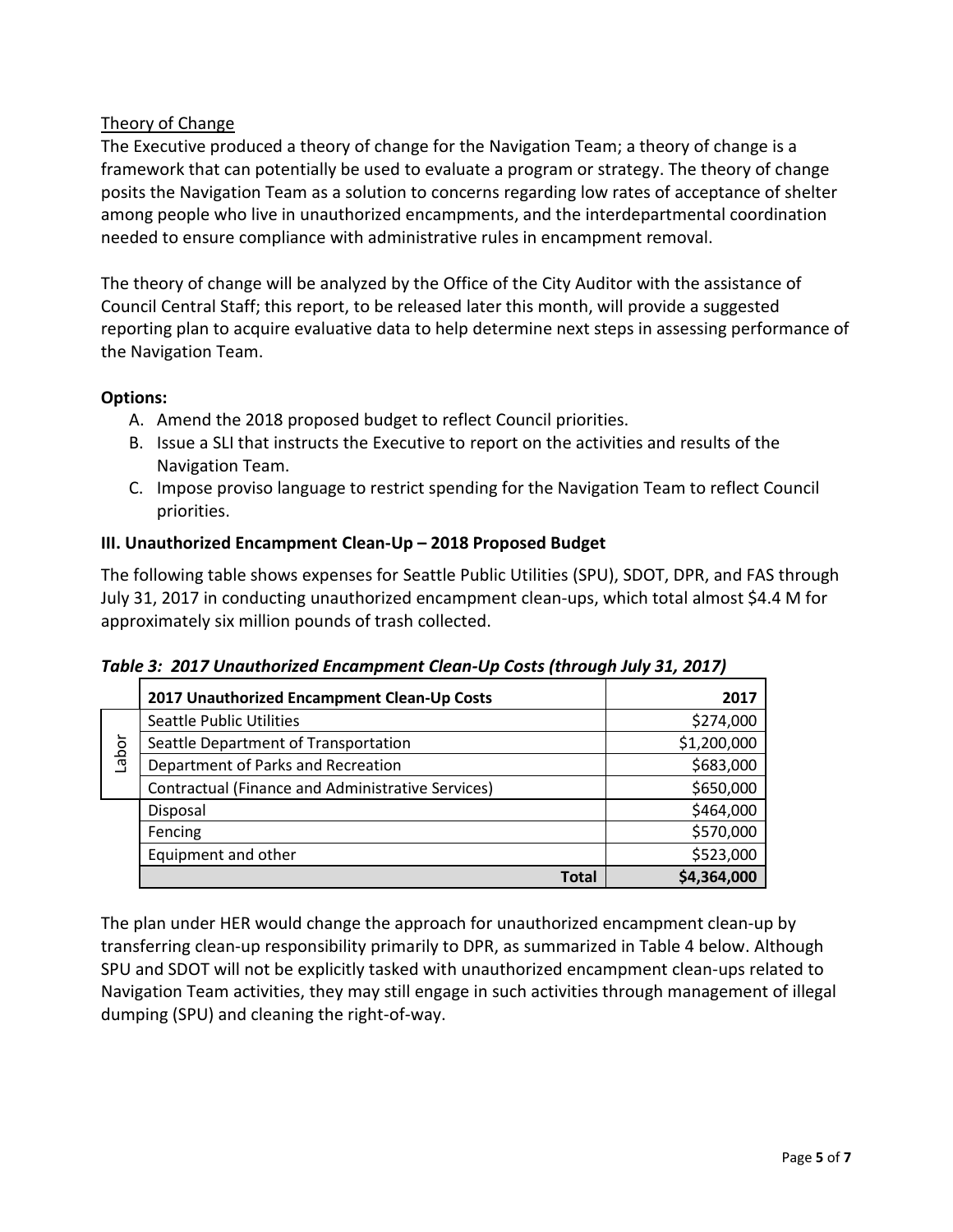Theory of Change

The Executive produced a theory of change for the Navigation Team; a theory of change is a framework that can potentially be used to evaluate a program or strategy. The theory of change posits the Navigation Team as a solution to concerns regarding low rates of acceptance of shelter among people who live in unauthorized encampments, and the interdepartmental coordination needed to ensure compliance with administrative rules in encampment removal.

The theory of change will be analyzed by the Office of the City Auditor with the assistance of Council Central Staff; this report, to be released later this month, will provide a suggested reporting plan to acquire evaluative data to help determine next steps in assessing performance of the Navigation Team.

**Options:**

A. Amend the 2018 proposed budget to reflect Council priorities.
B. Issue a SLI that instructs the Executive to report on the activities and results of the Navigation Team.
C. Impose proviso language to restrict spending for the Navigation Team to reflect Council priorities.

**III. Unauthorized Encampment Clean-Up – 2018 Proposed Budget**

The following table shows expenses for Seattle Public Utilities (SPU), SDOT, DPR, and FAS through July 31, 2017 in conducting unauthorized encampment clean-ups, which total almost $4.4 M for approximately six million pounds of trash collected.

***Table 3: 2017 Unauthorized Encampment Clean-Up Costs (through July 31, 2017)***

| | 2017 Unauthorized Encampment Clean-Up Costs | 2017 |
|---|---|---|
| Labor | Seattle Public Utilities | $274,000 |
| | Seattle Department of Transportation | $1,200,000 |
| | Department of Parks and Recreation | $683,000 |
| | Contractual (Finance and Administrative Services) | $650,000 |
| | Disposal | $464,000 |
| | Fencing | $570,000 |
| | Equipment and other | $523,000 |
| | **Total** | **$4,364,000** |

The plan under HER would change the approach for unauthorized encampment clean-up by transferring clean-up responsibility primarily to DPR, as summarized in Table 4 below. Although SPU and SDOT will not be explicitly tasked with unauthorized encampment clean-ups related to Navigation Team activities, they may still engage in such activities through management of illegal dumping (SPU) and cleaning the right-of-way.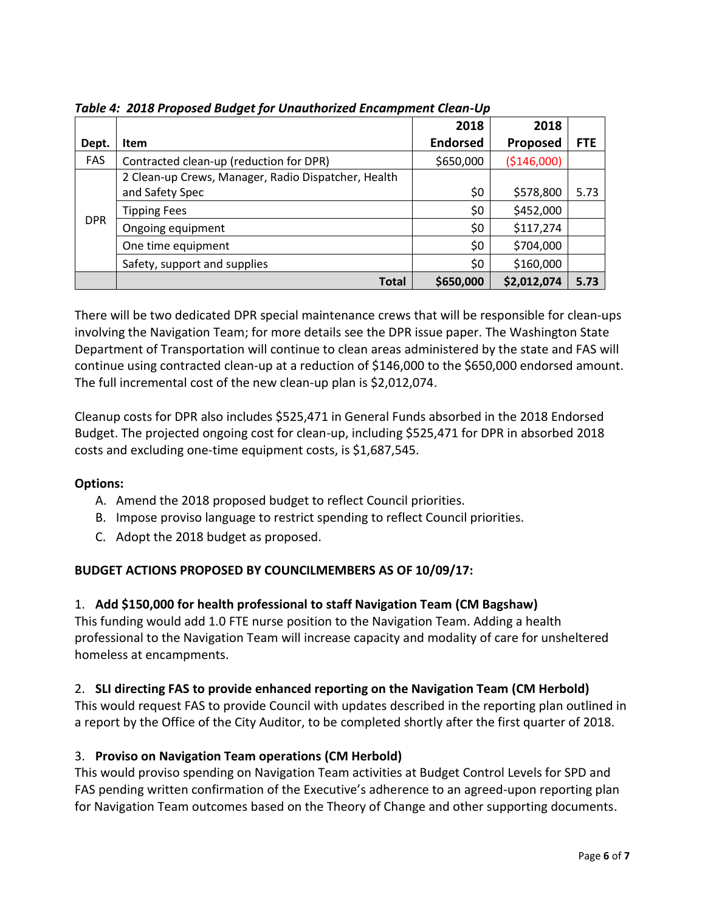*Table 4: 2018 Proposed Budget for Unauthorized Encampment Clean-Up*

| Dept. | Item | 2018 Endorsed | 2018 Proposed | FTE |
|---|---|---|---|---|
| FAS | Contracted clean-up (reduction for DPR) | $650,000 | ($146,000) | |
| DPR | 2 Clean-up Crews, Manager, Radio Dispatcher, Health and Safety Spec | $0 | $578,800 | 5.73 |
| | Tipping Fees | $0 | $452,000 | |
| | Ongoing equipment | $0 | $117,274 | |
| | One time equipment | $0 | $704,000 | |
| | Safety, support and supplies | $0 | $160,000 | |
| | **Total** | **$650,000** | **$2,012,074** | **5.73** |

There will be two dedicated DPR special maintenance crews that will be responsible for clean-ups involving the Navigation Team; for more details see the DPR issue paper. The Washington State Department of Transportation will continue to clean areas administered by the state and FAS will continue using contracted clean-up at a reduction of $146,000 to the $650,000 endorsed amount. The full incremental cost of the new clean-up plan is $2,012,074.

Cleanup costs for DPR also includes $525,471 in General Funds absorbed in the 2018 Endorsed Budget. The projected ongoing cost for clean-up, including $525,471 for DPR in absorbed 2018 costs and excluding one-time equipment costs, is $1,687,545.

**Options:**

A. Amend the 2018 proposed budget to reflect Council priorities.
B. Impose proviso language to restrict spending to reflect Council priorities.
C. Adopt the 2018 budget as proposed.

**BUDGET ACTIONS PROPOSED BY COUNCILMEMBERS AS OF 10/09/17:**

1. **Add $150,000 for health professional to staff Navigation Team (CM Bagshaw)**

This funding would add 1.0 FTE nurse position to the Navigation Team. Adding a health professional to the Navigation Team will increase capacity and modality of care for unsheltered homeless at encampments.

2. **SLI directing FAS to provide enhanced reporting on the Navigation Team (CM Herbold)**

This would request FAS to provide Council with updates described in the reporting plan outlined in a report by the Office of the City Auditor, to be completed shortly after the first quarter of 2018.

3. **Proviso on Navigation Team operations (CM Herbold)**

This would proviso spending on Navigation Team activities at Budget Control Levels for SPD and FAS pending written confirmation of the Executive's adherence to an agreed-upon reporting plan for Navigation Team outcomes based on the Theory of Change and other supporting documents.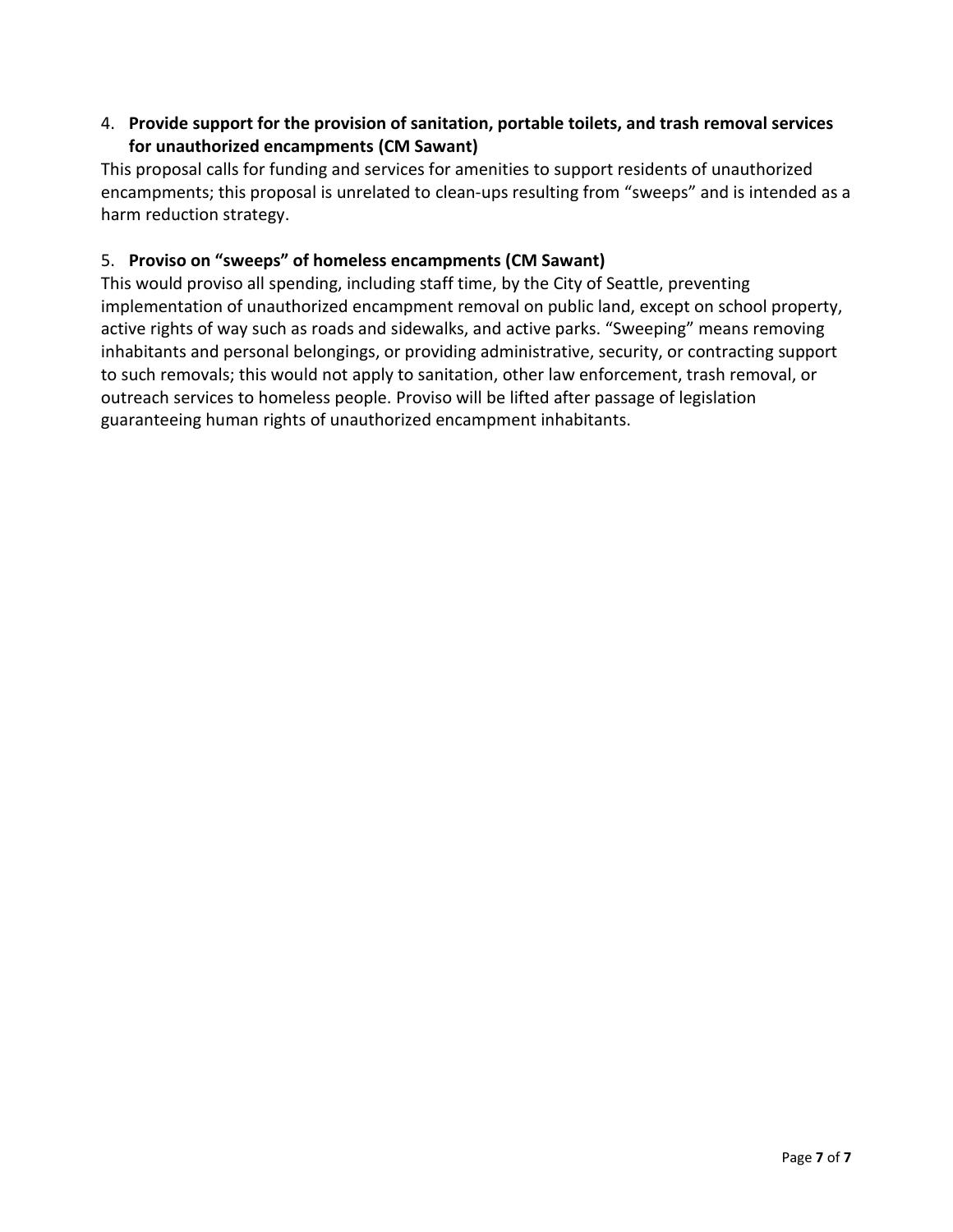4. **Provide support for the provision of sanitation, portable toilets, and trash removal services for unauthorized encampments (CM Sawant)**

This proposal calls for funding and services for amenities to support residents of unauthorized encampments; this proposal is unrelated to clean-ups resulting from "sweeps" and is intended as a harm reduction strategy.

5. **Proviso on "sweeps" of homeless encampments (CM Sawant)**

This would proviso all spending, including staff time, by the City of Seattle, preventing implementation of unauthorized encampment removal on public land, except on school property, active rights of way such as roads and sidewalks, and active parks. "Sweeping" means removing inhabitants and personal belongings, or providing administrative, security, or contracting support to such removals; this would not apply to sanitation, other law enforcement, trash removal, or outreach services to homeless people. Proviso will be lifted after passage of legislation guaranteeing human rights of unauthorized encampment inhabitants.